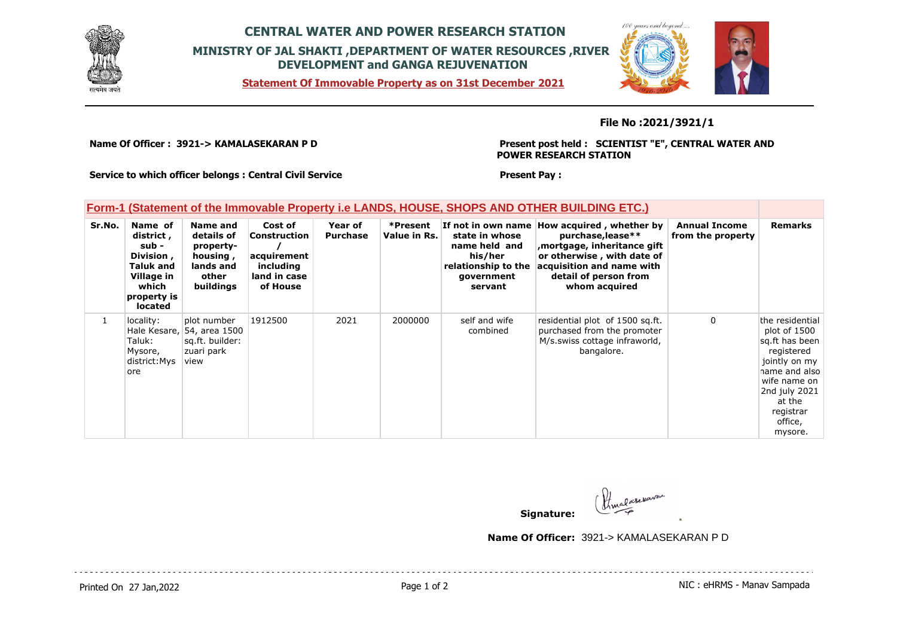# CENTRAL WATER AND POWER RESEARCH STATION

## MINISTRY OF JAL SHAKTI ,DEPARTMENT OF WATER RESOURCES ,RIVER DEVELOPMENT and GANGA REJUVENATION

**Statement Of Immovable Property as on 31st December 2021**

**File No :2021/3921/1**

**Name Of Officer : 3921-> KAMALASEKARAN P D**

**Present post held : SCIENTIST "E", CENTRAL WATER AND POWER RESEARCH STATION**

**Service to which officer belongs : Central Civil Service**

**Present Pay :**

### Form-1 (Statement of the Immovable Property i.e LANDS, HOUSE, SHOPS AND OTHER BUILDING ETC.)

| Sr.No. | Name of district , sub - Division , Taluk and Village in which property is located | Name and details of property-housing , lands and other buildings | Cost of Construction / acquirement including land in case of House | Year of Purchase | *Present Value in Rs. | If not in own name state in whose name held and his/her relationship to the government servant | How acquired , whether by purchase,lease** ,mortgage, inheritance gift or otherwise , with date of acquisition and name with detail of person from whom acquired | Annual Income from the property | Remarks |
|---|---|---|---|---|---|---|---|---|---|
| 1 | locality: Hale Kesare, Taluk: Mysore, district:Mysore | plot number 54, area 1500 sq.ft. builder: zuari park view | 1912500 | 2021 | 2000000 | self and wife combined | residential plot of 1500 sq.ft. purchased from the promoter M/s.swiss cottage infraworld, bangalore. | 0 | the residential plot of 1500 sq.ft has been registered jointly on my name and also wife name on 2nd july 2021 at the registrar office, mysore. |

**Signature:**

**Name Of Officer:** 3921-> KAMALASEKARAN P D

Printed On 27 Jan,2022

NIC : eHRMS - Manav Sampada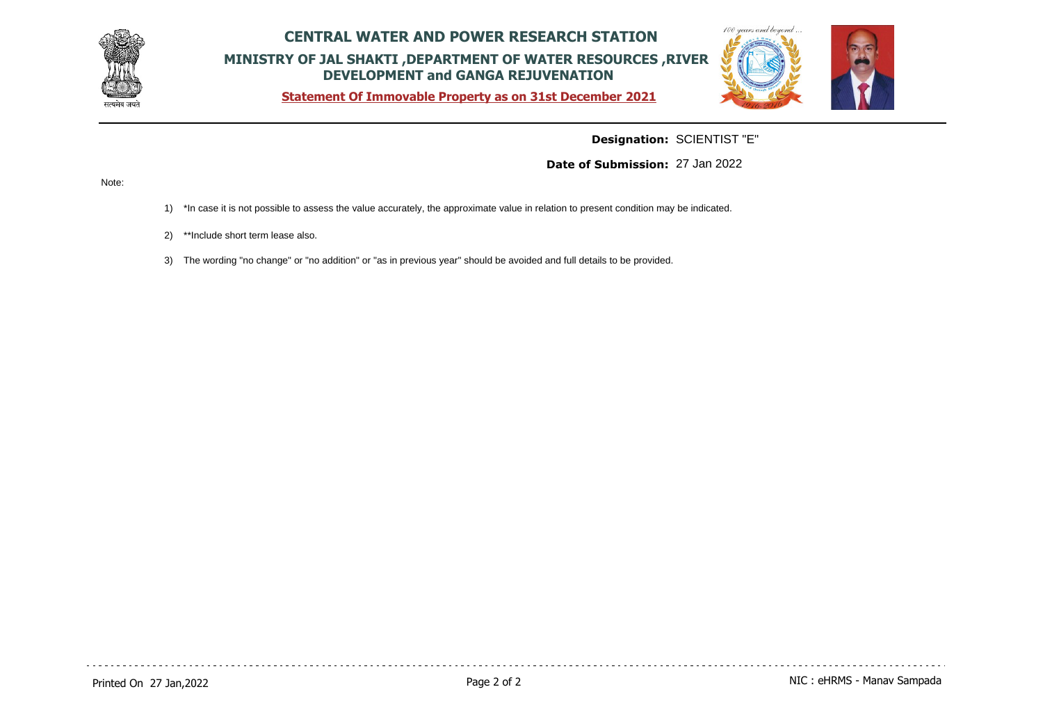# CENTRAL WATER AND POWER RESEARCH STATION

## MINISTRY OF JAL SHAKTI ,DEPARTMENT OF WATER RESOURCES ,RIVER DEVELOPMENT and GANGA REJUVENATION

**Statement Of Immovable Property as on 31st December 2021**

**Designation:** SCIENTIST "E"

**Date of Submission:** 27 Jan 2022

Note:

1) *In case it is not possible to assess the value accurately, the approximate value in relation to present condition may be indicated.

2) **Include short term lease also.

3) The wording "no change" or "no addition" or "as in previous year" should be avoided and full details to be provided.

Printed On 27 Jan,2022

NIC : eHRMS - Manav Sampada